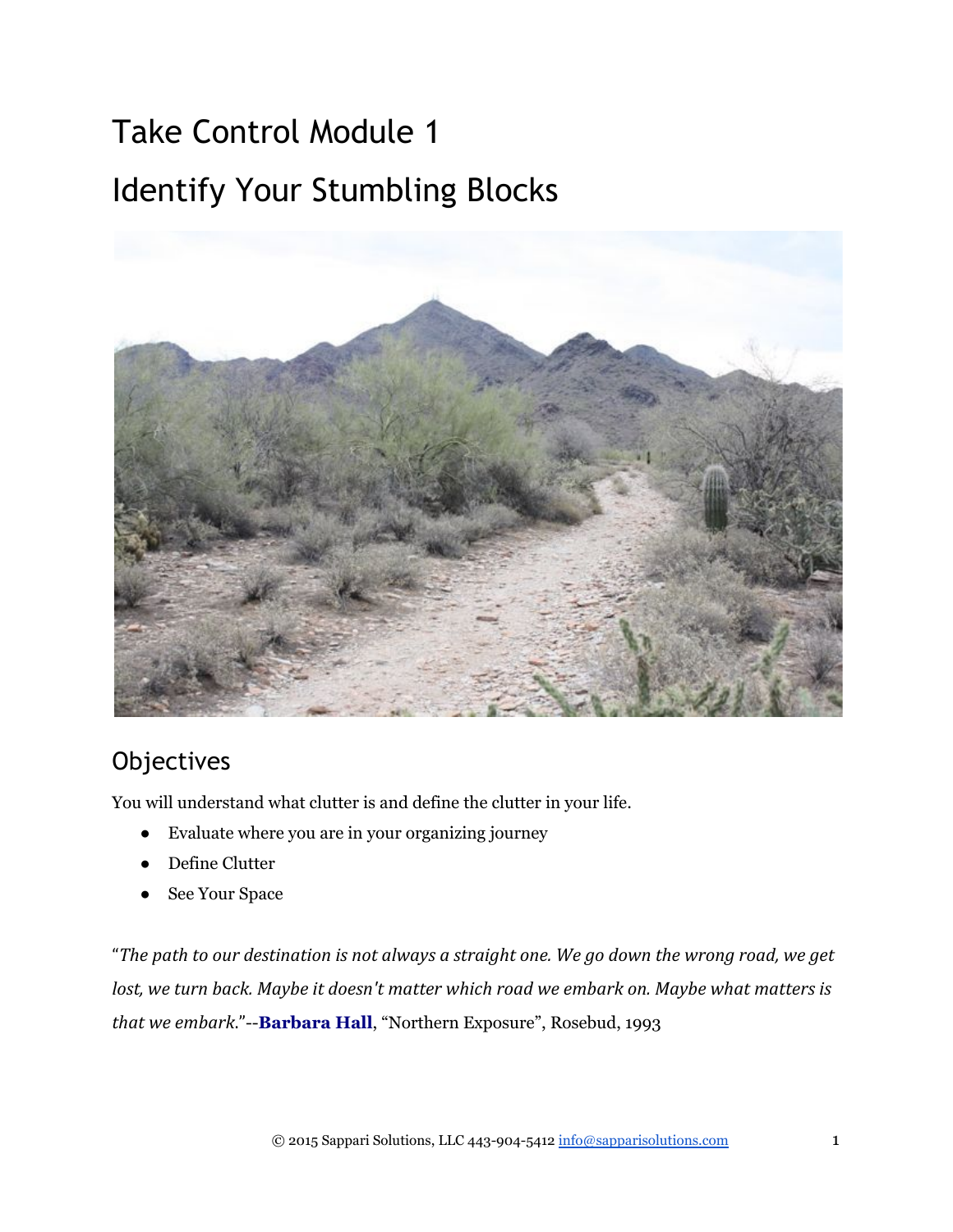# Take Control Module 1

# Identify Your Stumbling Blocks

## Objectives

You will understand what clutter is and define the clutter in your life.

- Evaluate where you are in your organizing journey
- Define Clutter
- See Your Space

"*The path to our destination is not always a straight one. We go down the wrong road, we get lost, we turn back. Maybe it doesn't matter which road we embark on. Maybe what matters is that we embark.*"--**Barbara Hall**, "Northern Exposure", Rosebud, 1993

© 2015 Sappari Solutions, LLC 443-904-5412 info@sapparisolutions.com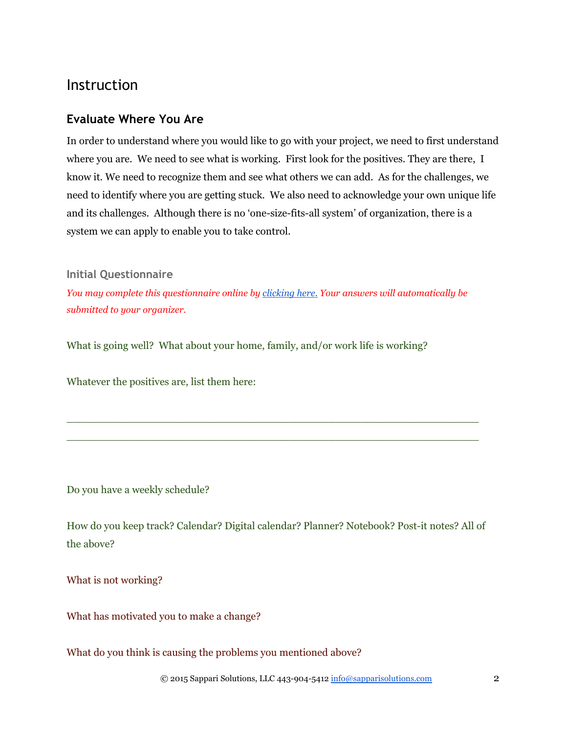# Instruction

## Evaluate Where You Are

In order to understand where you would like to go with your project, we need to first understand where you are. We need to see what is working. First look for the positives. They are there, I know it. We need to recognize them and see what others we can add. As for the challenges, we need to identify where you are getting stuck. We also need to acknowledge your own unique life and its challenges. Although there is no 'one-size-fits-all system' of organization, there is a system we can apply to enable you to take control.

### Initial Questionnaire

*You may complete this questionnaire online by [clicking here.](#) Your answers will automatically be submitted to your organizer.*

What is going well? What about your home, family, and/or work life is working?

Whatever the positives are, list them here:

_____________________________________________________________________

_____________________________________________________________________

Do you have a weekly schedule?

How do you keep track? Calendar? Digital calendar? Planner? Notebook? Post-it notes? All of the above?

What is not working?

What has motivated you to make a change?

What do you think is causing the problems you mentioned above?

© 2015 Sappari Solutions, LLC 443-904-5412 info@sapparisolutions.com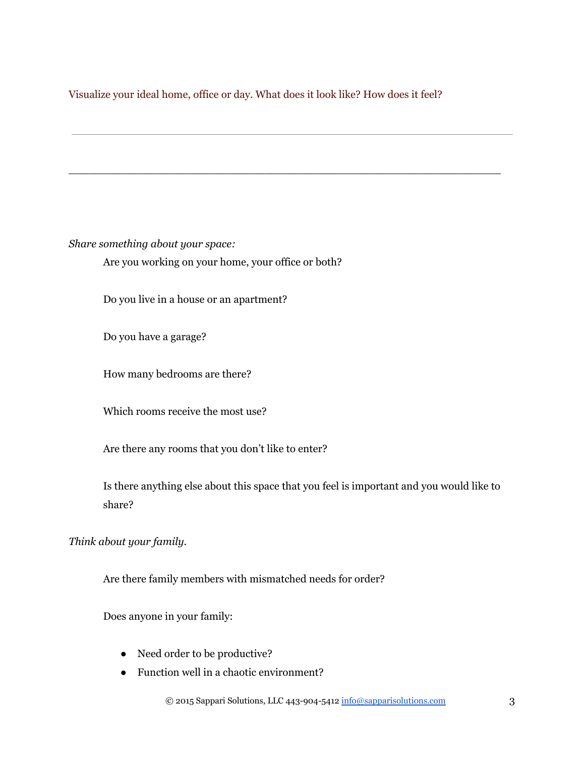Visualize your ideal home, office or day. What does it look like? How does it feel?

---

_______________________________________________________________

*Share something about your space:*

Are you working on your home, your office or both?

Do you live in a house or an apartment?

Do you have a garage?

How many bedrooms are there?

Which rooms receive the most use?

Are there any rooms that you don't like to enter?

Is there anything else about this space that you feel is important and you would like to share?

*Think about your family.*

Are there family members with mismatched needs for order?

Does anyone in your family:

- Need order to be productive?
- Function well in a chaotic environment?

© 2015 Sappari Solutions, LLC 443-904-5412 info@sapparisolutions.com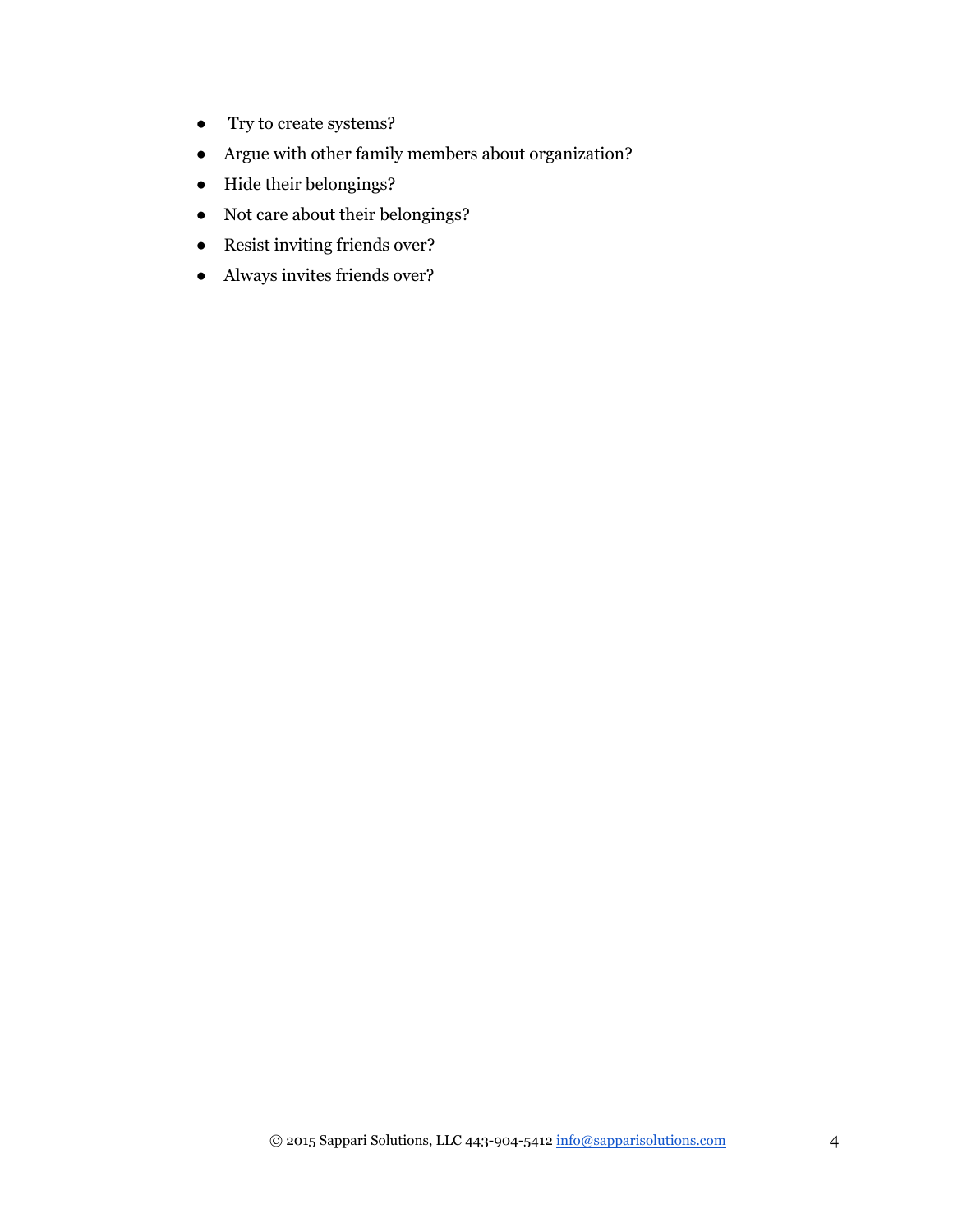- Try to create systems?
- Argue with other family members about organization?
- Hide their belongings?
- Not care about their belongings?
- Resist inviting friends over?
- Always invites friends over?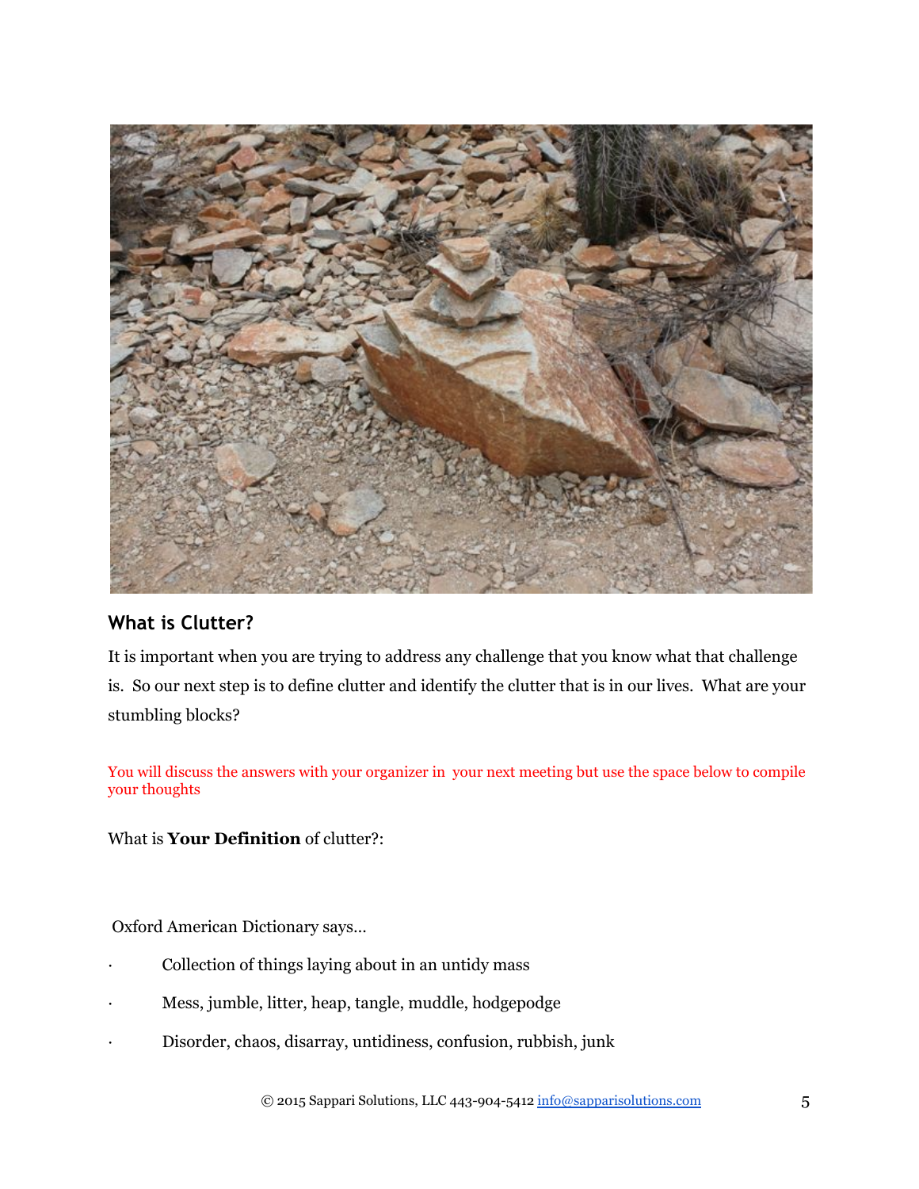## What is Clutter?

It is important when you are trying to address any challenge that you know what that challenge is. So our next step is to define clutter and identify the clutter that is in our lives. What are your stumbling blocks?

You will discuss the answers with your organizer in your next meeting but use the space below to compile your thoughts

What is **Your Definition** of clutter?:

Oxford American Dictionary says…

- Collection of things laying about in an untidy mass
- Mess, jumble, litter, heap, tangle, muddle, hodgepodge
- Disorder, chaos, disarray, untidiness, confusion, rubbish, junk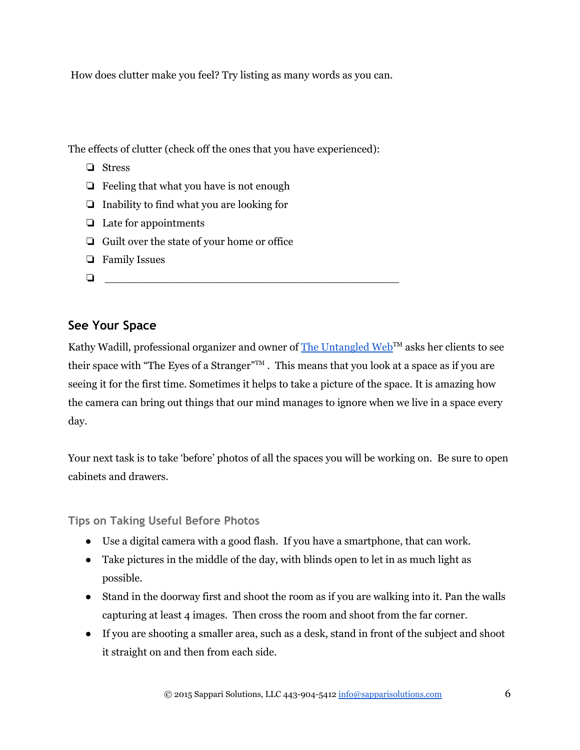How does clutter make you feel? Try listing as many words as you can.

The effects of clutter (check off the ones that you have experienced):

- ❏ Stress
- ❏ Feeling that what you have is not enough
- ❏ Inability to find what you are looking for
- ❏ Late for appointments
- ❏ Guilt over the state of your home or office
- ❏ Family Issues
- ❏ ________________________________________________

## See Your Space

Kathy Wadill, professional organizer and owner of [The Untangled Web](#)™ asks her clients to see their space with "The Eyes of a Stranger"™ . This means that you look at a space as if you are seeing it for the first time. Sometimes it helps to take a picture of the space. It is amazing how the camera can bring out things that our mind manages to ignore when we live in a space every day.

Your next task is to take 'before' photos of all the spaces you will be working on. Be sure to open cabinets and drawers.

### Tips on Taking Useful Before Photos

- Use a digital camera with a good flash. If you have a smartphone, that can work.
- Take pictures in the middle of the day, with blinds open to let in as much light as possible.
- Stand in the doorway first and shoot the room as if you are walking into it. Pan the walls capturing at least 4 images. Then cross the room and shoot from the far corner.
- If you are shooting a smaller area, such as a desk, stand in front of the subject and shoot it straight on and then from each side.

© 2015 Sappari Solutions, LLC 443-904-5412 info@sapparisolutions.com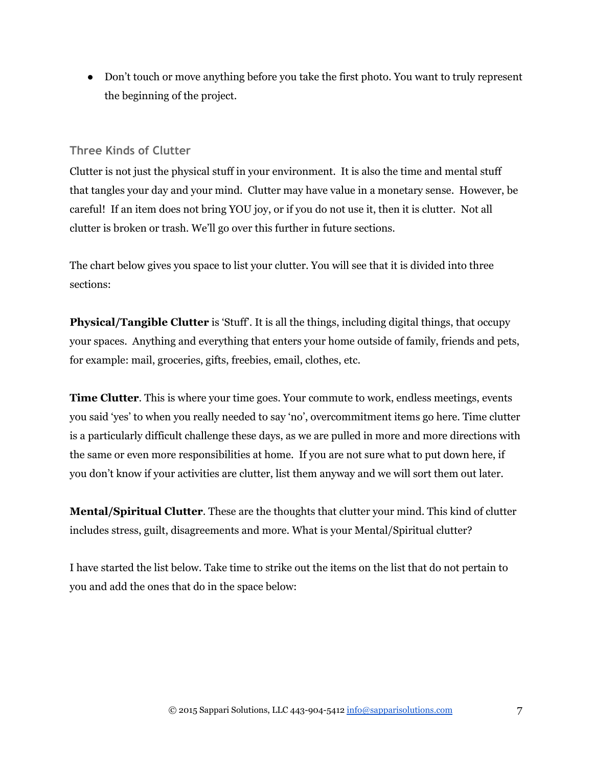- Don't touch or move anything before you take the first photo. You want to truly represent the beginning of the project.

## Three Kinds of Clutter

Clutter is not just the physical stuff in your environment. It is also the time and mental stuff that tangles your day and your mind. Clutter may have value in a monetary sense. However, be careful! If an item does not bring YOU joy, or if you do not use it, then it is clutter. Not all clutter is broken or trash. We'll go over this further in future sections.

The chart below gives you space to list your clutter. You will see that it is divided into three sections:

**Physical/Tangible Clutter** is 'Stuff'. It is all the things, including digital things, that occupy your spaces. Anything and everything that enters your home outside of family, friends and pets, for example: mail, groceries, gifts, freebies, email, clothes, etc.

**Time Clutter**. This is where your time goes. Your commute to work, endless meetings, events you said 'yes' to when you really needed to say 'no', overcommitment items go here. Time clutter is a particularly difficult challenge these days, as we are pulled in more and more directions with the same or even more responsibilities at home. If you are not sure what to put down here, if you don't know if your activities are clutter, list them anyway and we will sort them out later.

**Mental/Spiritual Clutter**. These are the thoughts that clutter your mind. This kind of clutter includes stress, guilt, disagreements and more. What is your Mental/Spiritual clutter?

I have started the list below. Take time to strike out the items on the list that do not pertain to you and add the ones that do in the space below: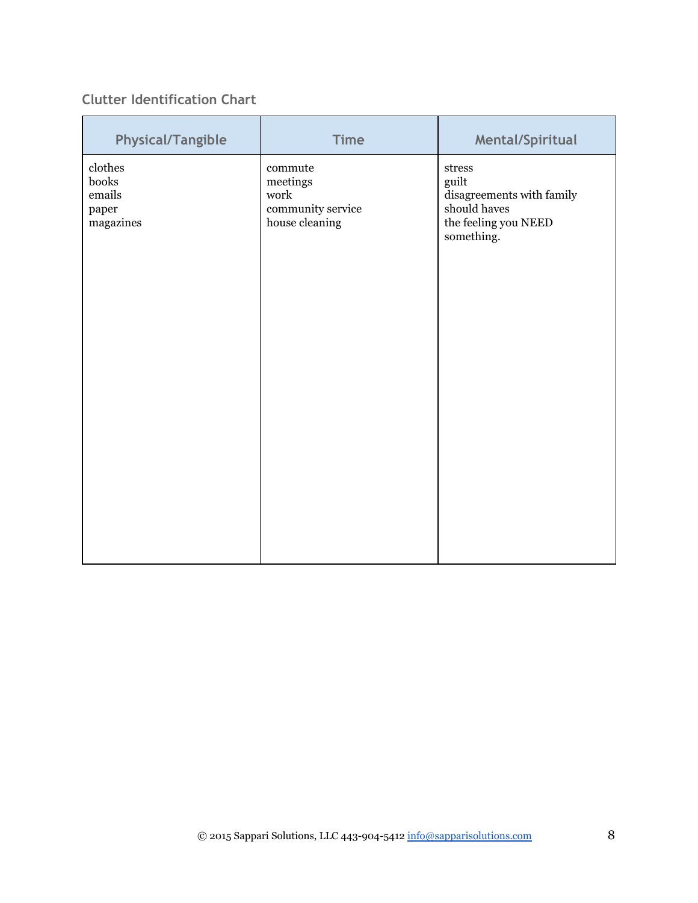### Clutter Identification Chart

| Physical/Tangible | Time | Mental/Spiritual |
|---|---|---|
| clothes<br>books<br>emails<br>paper<br>magazines | commute<br>meetings<br>work<br>community service<br>house cleaning | stress<br>guilt<br>disagreements with family<br>should haves<br>the feeling you NEED something. |

© 2015 Sappari Solutions, LLC 443-904-5412 info@sapparisolutions.com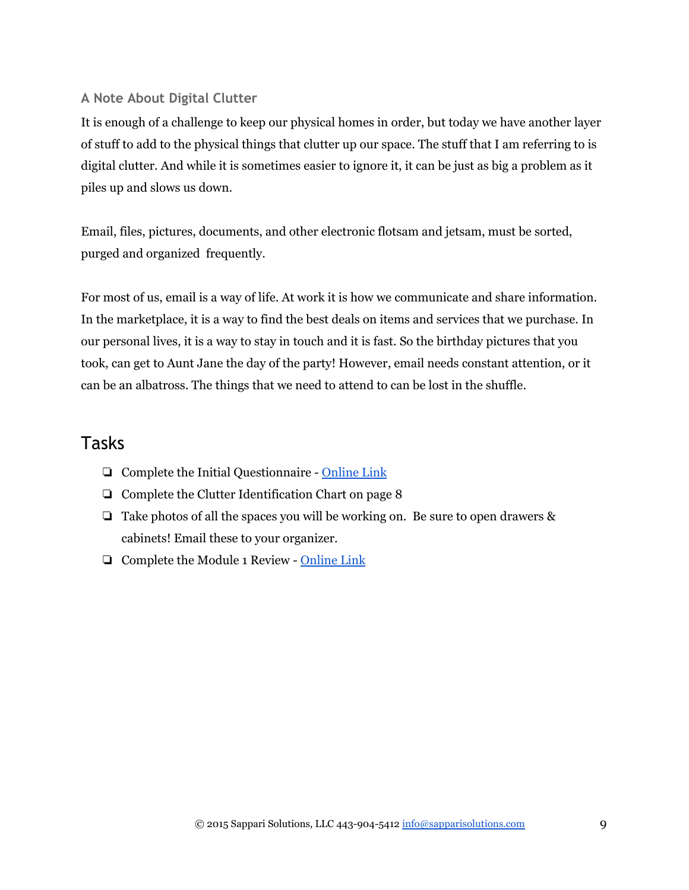### A Note About Digital Clutter

It is enough of a challenge to keep our physical homes in order, but today we have another layer of stuff to add to the physical things that clutter up our space. The stuff that I am referring to is digital clutter. And while it is sometimes easier to ignore it, it can be just as big a problem as it piles up and slows us down.

Email, files, pictures, documents, and other electronic flotsam and jetsam, must be sorted, purged and organized frequently.

For most of us, email is a way of life. At work it is how we communicate and share information. In the marketplace, it is a way to find the best deals on items and services that we purchase. In our personal lives, it is a way to stay in touch and it is fast. So the birthday pictures that you took, can get to Aunt Jane the day of the party! However, email needs constant attention, or it can be an albatross. The things that we need to attend to can be lost in the shuffle.

## Tasks

- ❏ Complete the Initial Questionnaire - Online Link
- ❏ Complete the Clutter Identification Chart on page 8
- ❏ Take photos of all the spaces you will be working on. Be sure to open drawers & cabinets! Email these to your organizer.
- ❏ Complete the Module 1 Review - Online Link

© 2015 Sappari Solutions, LLC 443-904-5412 info@sapparisolutions.com